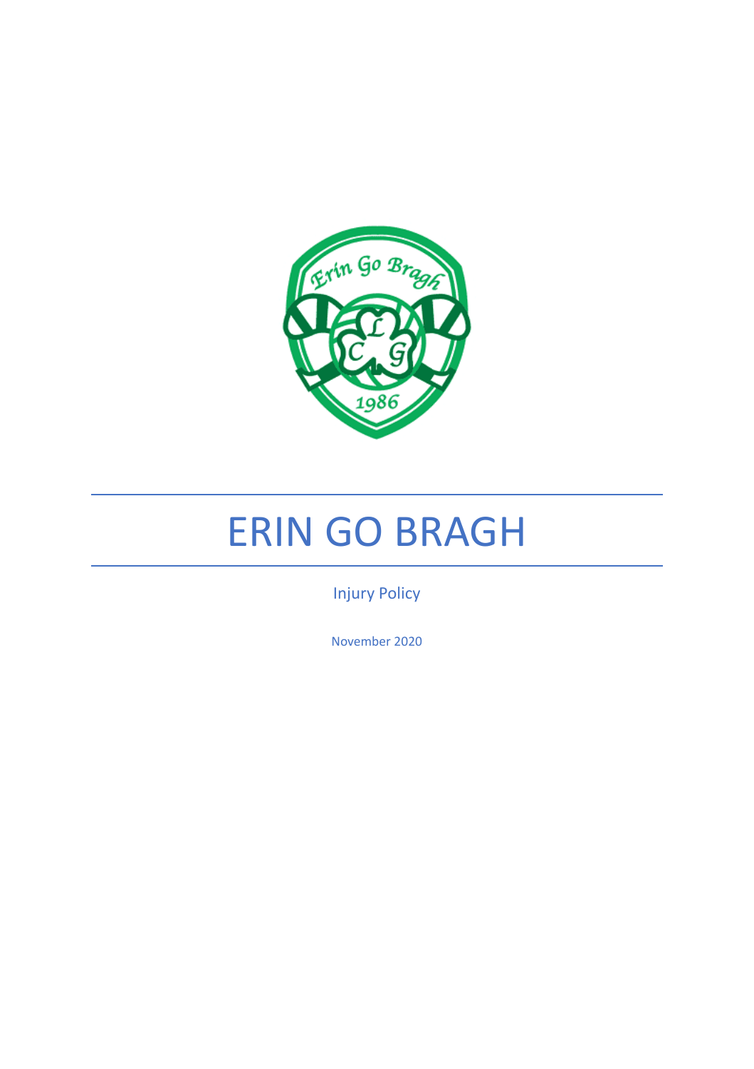# ERIN GO BRAGH

Injury Policy

November 2020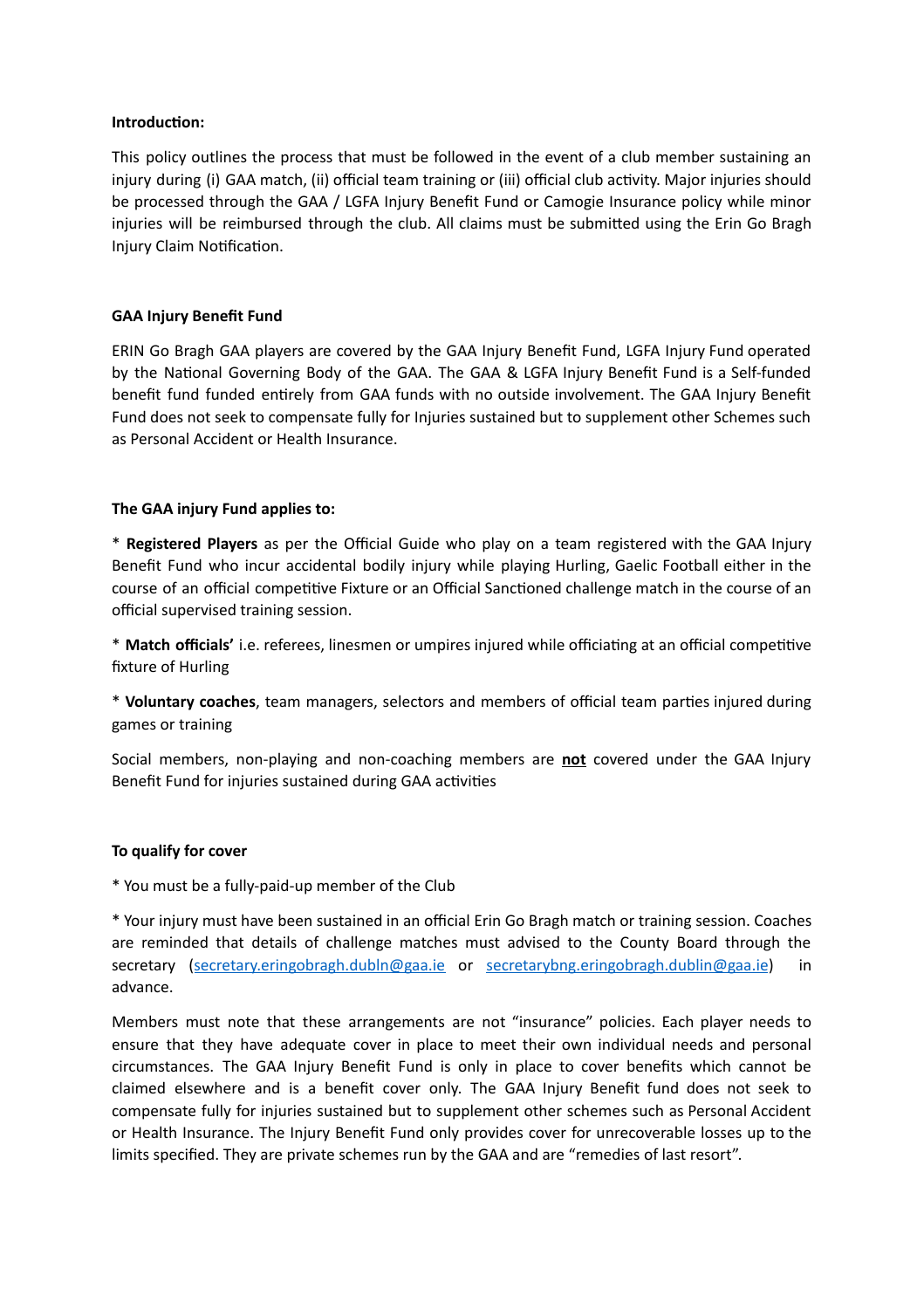**Introduction:**

This policy outlines the process that must be followed in the event of a club member sustaining an injury during (i) GAA match, (ii) official team training or (iii) official club activity. Major injuries should be processed through the GAA / LGFA Injury Benefit Fund or Camogie Insurance policy while minor injuries will be reimbursed through the club. All claims must be submitted using the Erin Go Bragh Injury Claim Notification.

**GAA Injury Benefit Fund**

ERIN Go Bragh GAA players are covered by the GAA Injury Benefit Fund, LGFA Injury Fund operated by the National Governing Body of the GAA. The GAA & LGFA Injury Benefit Fund is a Self-funded benefit fund funded entirely from GAA funds with no outside involvement. The GAA Injury Benefit Fund does not seek to compensate fully for Injuries sustained but to supplement other Schemes such as Personal Accident or Health Insurance.

**The GAA injury Fund applies to:**

* **Registered Players** as per the Official Guide who play on a team registered with the GAA Injury Benefit Fund who incur accidental bodily injury while playing Hurling, Gaelic Football either in the course of an official competitive Fixture or an Official Sanctioned challenge match in the course of an official supervised training session.

* **Match officials'** i.e. referees, linesmen or umpires injured while officiating at an official competitive fixture of Hurling

* **Voluntary coaches**, team managers, selectors and members of official team parties injured during games or training

Social members, non-playing and non-coaching members are **not** covered under the GAA Injury Benefit Fund for injuries sustained during GAA activities

**To qualify for cover**

* You must be a fully-paid-up member of the Club

* Your injury must have been sustained in an official Erin Go Bragh match or training session. Coaches are reminded that details of challenge matches must advised to the County Board through the secretary (secretary.eringobragh.dubln@gaa.ie or secretarybng.eringobragh.dublin@gaa.ie) in advance.

Members must note that these arrangements are not "insurance" policies. Each player needs to ensure that they have adequate cover in place to meet their own individual needs and personal circumstances. The GAA Injury Benefit Fund is only in place to cover benefits which cannot be claimed elsewhere and is a benefit cover only. The GAA Injury Benefit fund does not seek to compensate fully for injuries sustained but to supplement other schemes such as Personal Accident or Health Insurance. The Injury Benefit Fund only provides cover for unrecoverable losses up to the limits specified. They are private schemes run by the GAA and are "remedies of last resort".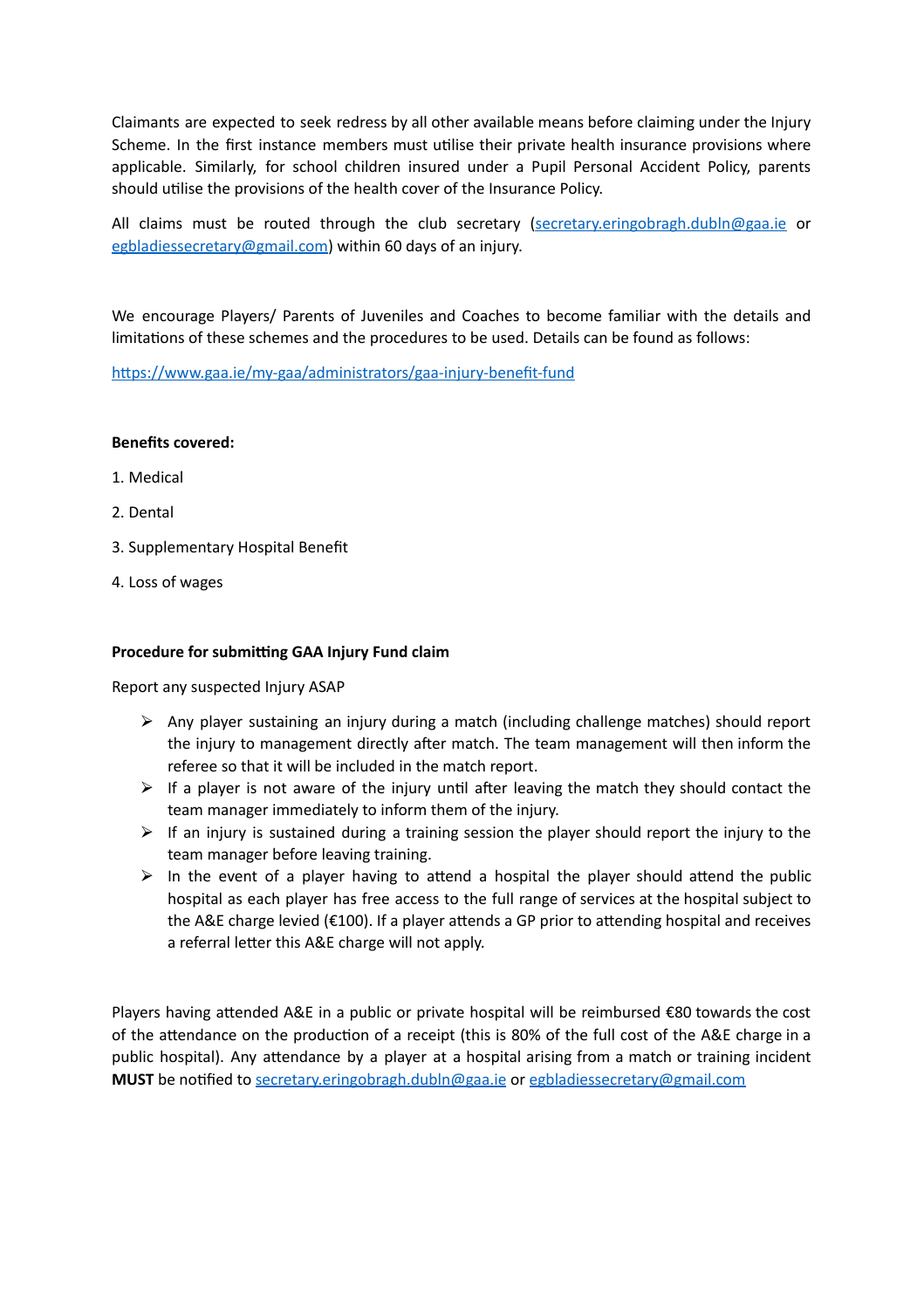Claimants are expected to seek redress by all other available means before claiming under the Injury Scheme. In the first instance members must utilise their private health insurance provisions where applicable. Similarly, for school children insured under a Pupil Personal Accident Policy, parents should utilise the provisions of the health cover of the Insurance Policy.

All claims must be routed through the club secretary (secretary.eringobragh.dubln@gaa.ie or egbladiessecretary@gmail.com) within 60 days of an injury.

We encourage Players/ Parents of Juveniles and Coaches to become familiar with the details and limitations of these schemes and the procedures to be used. Details can be found as follows:

https://www.gaa.ie/my-gaa/administrators/gaa-injury-benefit-fund

**Benefits covered:**

1. Medical
2. Dental
3. Supplementary Hospital Benefit
4. Loss of wages

**Procedure for submitting GAA Injury Fund claim**

Report any suspected Injury ASAP

- Any player sustaining an injury during a match (including challenge matches) should report the injury to management directly after match. The team management will then inform the referee so that it will be included in the match report.
- If a player is not aware of the injury until after leaving the match they should contact the team manager immediately to inform them of the injury.
- If an injury is sustained during a training session the player should report the injury to the team manager before leaving training.
- In the event of a player having to attend a hospital the player should attend the public hospital as each player has free access to the full range of services at the hospital subject to the A&E charge levied (€100). If a player attends a GP prior to attending hospital and receives a referral letter this A&E charge will not apply.

Players having attended A&E in a public or private hospital will be reimbursed €80 towards the cost of the attendance on the production of a receipt (this is 80% of the full cost of the A&E charge in a public hospital). Any attendance by a player at a hospital arising from a match or training incident **MUST** be notified to secretary.eringobragh.dubln@gaa.ie or egbladiessecretary@gmail.com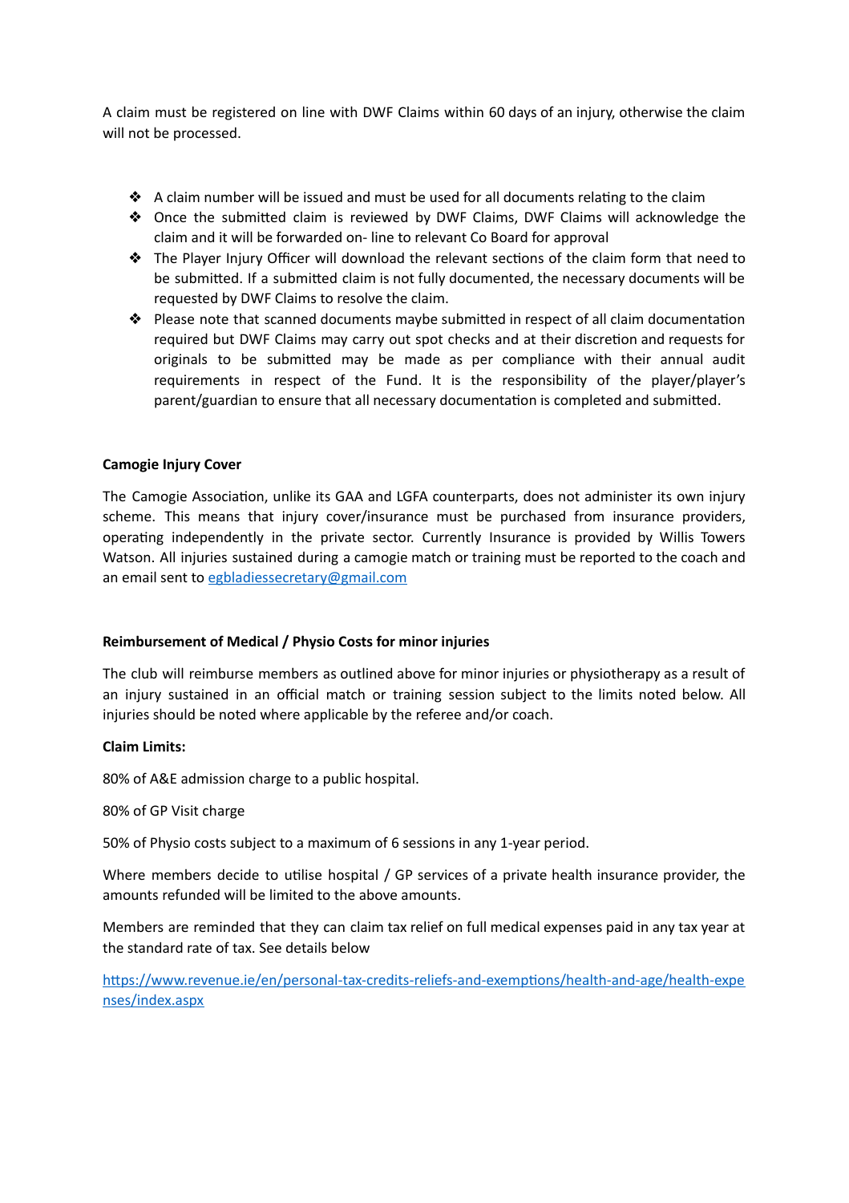A claim must be registered on line with DWF Claims within 60 days of an injury, otherwise the claim will not be processed.

- A claim number will be issued and must be used for all documents relating to the claim
- Once the submitted claim is reviewed by DWF Claims, DWF Claims will acknowledge the claim and it will be forwarded on- line to relevant Co Board for approval
- The Player Injury Officer will download the relevant sections of the claim form that need to be submitted. If a submitted claim is not fully documented, the necessary documents will be requested by DWF Claims to resolve the claim.
- Please note that scanned documents maybe submitted in respect of all claim documentation required but DWF Claims may carry out spot checks and at their discretion and requests for originals to be submitted may be made as per compliance with their annual audit requirements in respect of the Fund. It is the responsibility of the player/player's parent/guardian to ensure that all necessary documentation is completed and submitted.

**Camogie Injury Cover**

The Camogie Association, unlike its GAA and LGFA counterparts, does not administer its own injury scheme. This means that injury cover/insurance must be purchased from insurance providers, operating independently in the private sector. Currently Insurance is provided by Willis Towers Watson. All injuries sustained during a camogie match or training must be reported to the coach and an email sent to [egbladiessecretary@gmail.com](mailto:egbladiessecretary@gmail.com)

**Reimbursement of Medical / Physio Costs for minor injuries**

The club will reimburse members as outlined above for minor injuries or physiotherapy as a result of an injury sustained in an official match or training session subject to the limits noted below. All injuries should be noted where applicable by the referee and/or coach.

**Claim Limits:**

80% of A&E admission charge to a public hospital.

80% of GP Visit charge

50% of Physio costs subject to a maximum of 6 sessions in any 1-year period.

Where members decide to utilise hospital / GP services of a private health insurance provider, the amounts refunded will be limited to the above amounts.

Members are reminded that they can claim tax relief on full medical expenses paid in any tax year at the standard rate of tax. See details below

[https://www.revenue.ie/en/personal-tax-credits-reliefs-and-exemptions/health-and-age/health-expenses/index.aspx](https://www.revenue.ie/en/personal-tax-credits-reliefs-and-exemptions/health-and-age/health-expenses/index.aspx)